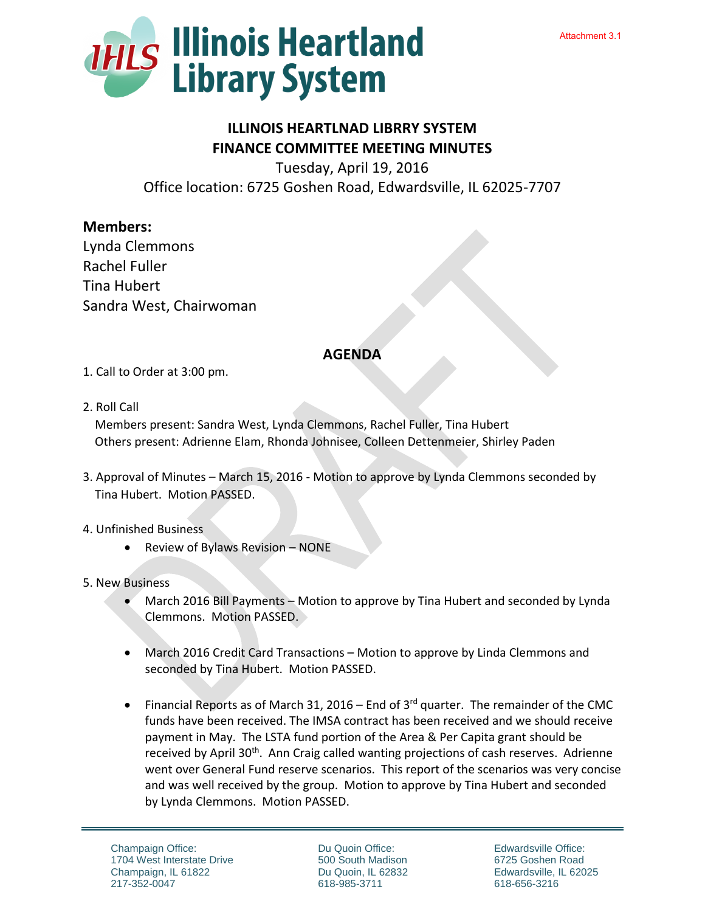Attachment 3.1

# Illinois Heartland Library System

## ILLINOIS HEARTLNAD LIBRRY SYSTEM
## FINANCE COMMITTEE MEETING MINUTES

Tuesday, April 19, 2016

Office location: 6725 Goshen Road, Edwardsville, IL 62025-7707

**Members:**

Lynda Clemmons
Rachel Fuller
Tina Hubert
Sandra West, Chairwoman

## AGENDA

1. Call to Order at 3:00 pm.

2. Roll Call
   Members present: Sandra West, Lynda Clemmons, Rachel Fuller, Tina Hubert
   Others present: Adrienne Elam, Rhonda Johnisee, Colleen Dettenmeier, Shirley Paden

3. Approval of Minutes – March 15, 2016 - Motion to approve by Lynda Clemmons seconded by Tina Hubert. Motion PASSED.

4. Unfinished Business
   - Review of Bylaws Revision – NONE

5. New Business
   - March 2016 Bill Payments – Motion to approve by Tina Hubert and seconded by Lynda Clemmons. Motion PASSED.
   - March 2016 Credit Card Transactions – Motion to approve by Linda Clemmons and seconded by Tina Hubert. Motion PASSED.
   - Financial Reports as of March 31, 2016 – End of 3rd quarter. The remainder of the CMC funds have been received. The IMSA contract has been received and we should receive payment in May. The LSTA fund portion of the Area & Per Capita grant should be received by April 30th. Ann Craig called wanting projections of cash reserves. Adrienne went over General Fund reserve scenarios. This report of the scenarios was very concise and was well received by the group. Motion to approve by Tina Hubert and seconded by Lynda Clemmons. Motion PASSED.

Champaign Office:
1704 West Interstate Drive
Champaign, IL 61822
217-352-0047

Du Quoin Office:
500 South Madison
Du Quoin, IL 62832
618-985-3711

Edwardsville Office:
6725 Goshen Road
Edwardsville, IL 62025
618-656-3216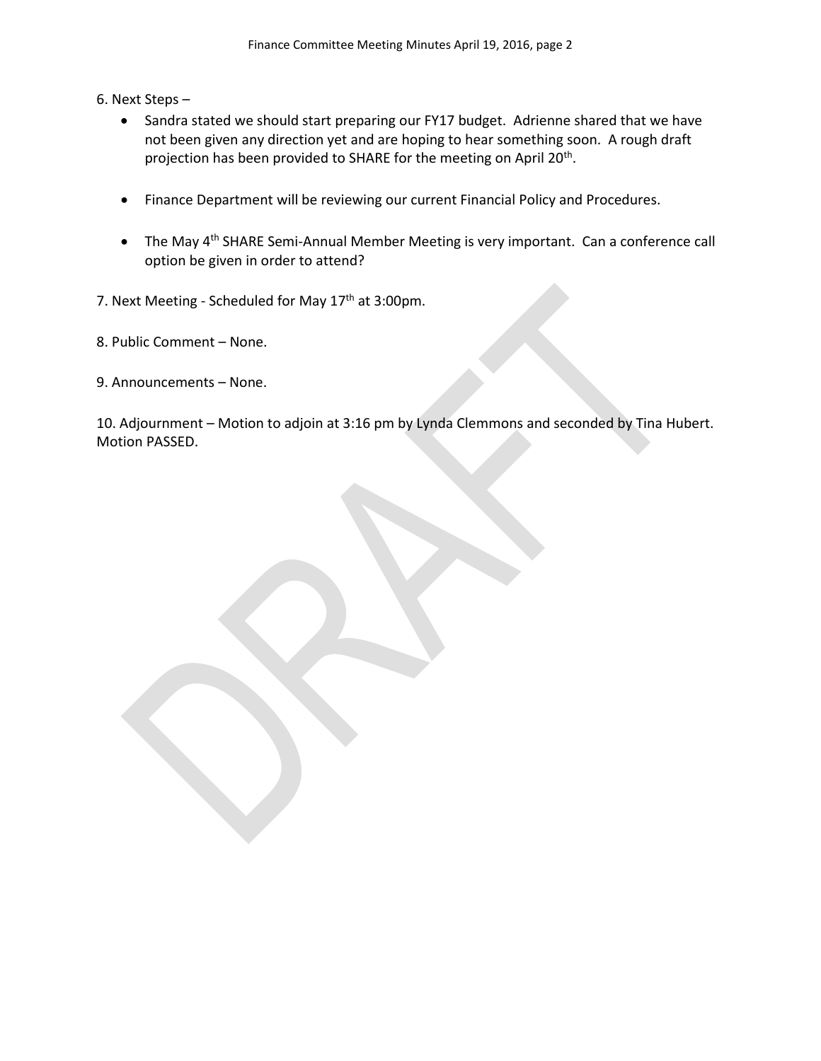6. Next Steps –

- Sandra stated we should start preparing our FY17 budget. Adrienne shared that we have not been given any direction yet and are hoping to hear something soon. A rough draft projection has been provided to SHARE for the meeting on April 20th.

- Finance Department will be reviewing our current Financial Policy and Procedures.

- The May 4th SHARE Semi-Annual Member Meeting is very important. Can a conference call option be given in order to attend?

7. Next Meeting - Scheduled for May 17th at 3:00pm.

8. Public Comment – None.

9. Announcements – None.

10. Adjournment – Motion to adjoin at 3:16 pm by Lynda Clemmons and seconded by Tina Hubert. Motion PASSED.